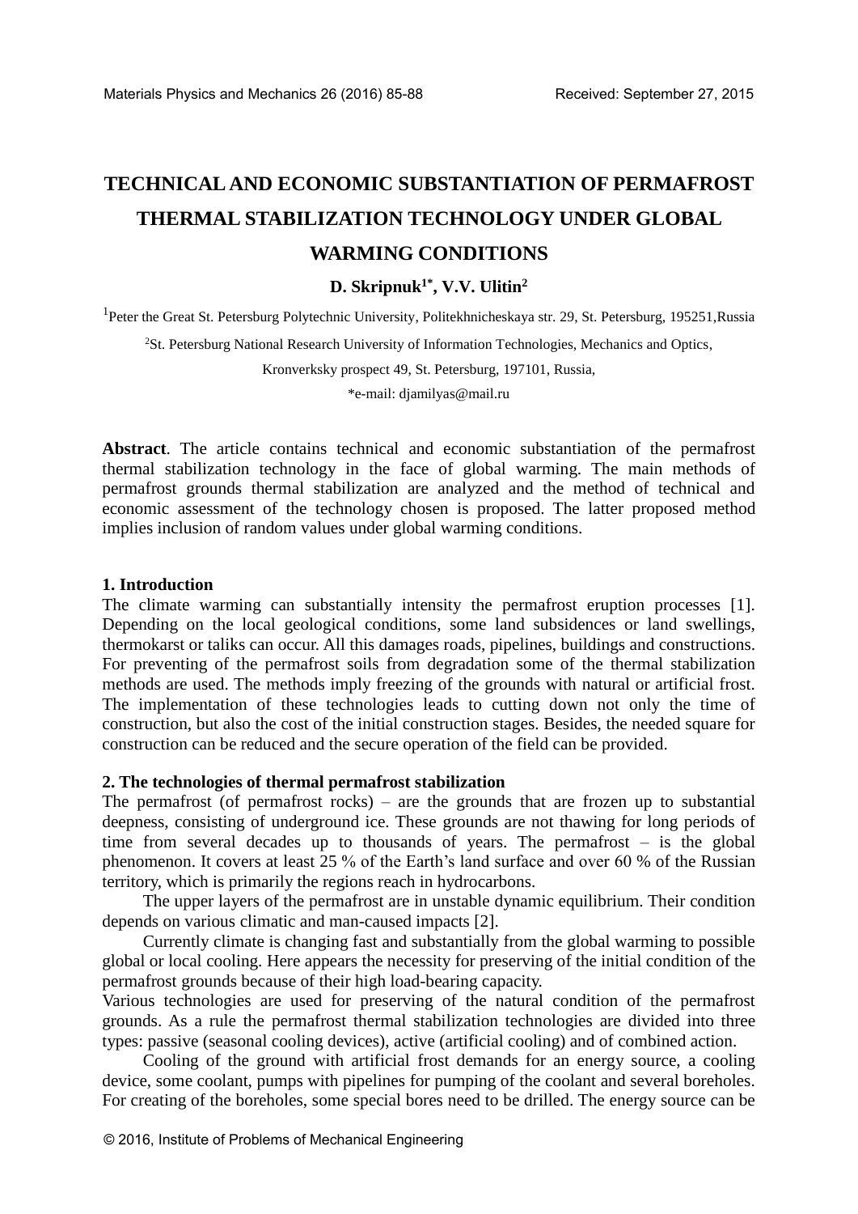# TECHNICAL AND ECONOMIC SUBSTANTIATION OF PERMAFROST THERMAL STABILIZATION TECHNOLOGY UNDER GLOBAL WARMING CONDITIONS

**D. Skripnuk[1*], V.V. Ulitin[2]**

[1]Peter the Great St. Petersburg Polytechnic University, Politekhnicheskaya str. 29, St. Petersburg, 195251, Russia

[2]St. Petersburg National Research University of Information Technologies, Mechanics and Optics, Kronverksky prospect 49, St. Petersburg, 197101, Russia,

*e-mail: djamilyas@mail.ru

**Abstract**. The article contains technical and economic substantiation of the permafrost thermal stabilization technology in the face of global warming. The main methods of permafrost grounds thermal stabilization are analyzed and the method of technical and economic assessment of the technology chosen is proposed. The latter proposed method implies inclusion of random values under global warming conditions.

## 1. Introduction

The climate warming can substantially intensity the permafrost eruption processes [1]. Depending on the local geological conditions, some land subsidences or land swellings, thermokarst or taliks can occur. All this damages roads, pipelines, buildings and constructions. For preventing of the permafrost soils from degradation some of the thermal stabilization methods are used. The methods imply freezing of the grounds with natural or artificial frost. The implementation of these technologies leads to cutting down not only the time of construction, but also the cost of the initial construction stages. Besides, the needed square for construction can be reduced and the secure operation of the field can be provided.

## 2. The technologies of thermal permafrost stabilization

The permafrost (of permafrost rocks) – are the grounds that are frozen up to substantial deepness, consisting of underground ice. These grounds are not thawing for long periods of time from several decades up to thousands of years. The permafrost – is the global phenomenon. It covers at least 25 % of the Earth's land surface and over 60 % of the Russian territory, which is primarily the regions reach in hydrocarbons.

The upper layers of the permafrost are in unstable dynamic equilibrium. Their condition depends on various climatic and man-caused impacts [2].

Currently climate is changing fast and substantially from the global warming to possible global or local cooling. Here appears the necessity for preserving of the initial condition of the permafrost grounds because of their high load-bearing capacity.

Various technologies are used for preserving of the natural condition of the permafrost grounds. As a rule the permafrost thermal stabilization technologies are divided into three types: passive (seasonal cooling devices), active (artificial cooling) and of combined action.

Cooling of the ground with artificial frost demands for an energy source, a cooling device, some coolant, pumps with pipelines for pumping of the coolant and several boreholes. For creating of the boreholes, some special bores need to be drilled. The energy source can be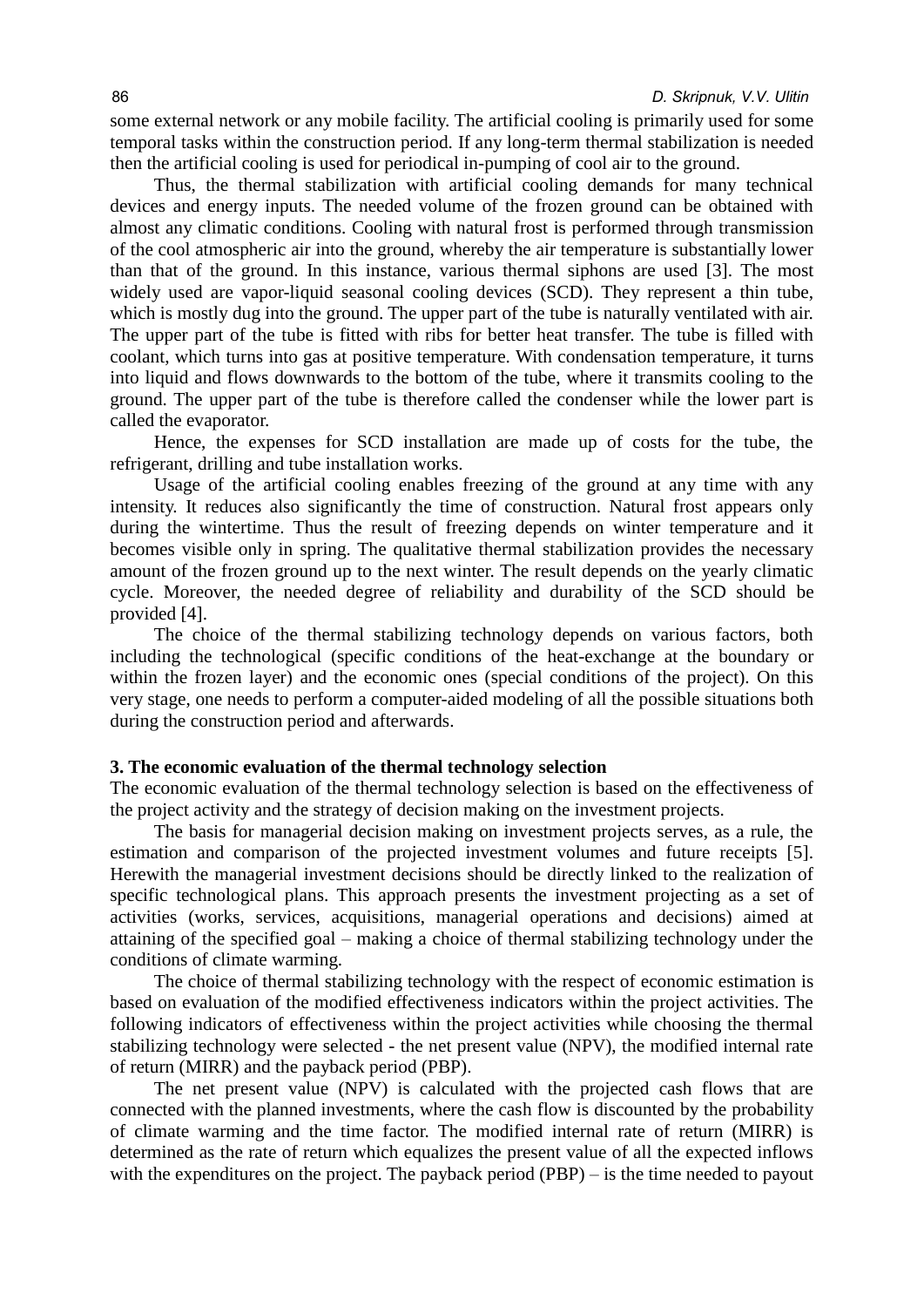some external network or any mobile facility. The artificial cooling is primarily used for some temporal tasks within the construction period. If any long-term thermal stabilization is needed then the artificial cooling is used for periodical in-pumping of cool air to the ground.

Thus, the thermal stabilization with artificial cooling demands for many technical devices and energy inputs. The needed volume of the frozen ground can be obtained with almost any climatic conditions. Cooling with natural frost is performed through transmission of the cool atmospheric air into the ground, whereby the air temperature is substantially lower than that of the ground. In this instance, various thermal siphons are used [3]. The most widely used are vapor-liquid seasonal cooling devices (SCD). They represent a thin tube, which is mostly dug into the ground. The upper part of the tube is naturally ventilated with air. The upper part of the tube is fitted with ribs for better heat transfer. The tube is filled with coolant, which turns into gas at positive temperature. With condensation temperature, it turns into liquid and flows downwards to the bottom of the tube, where it transmits cooling to the ground. The upper part of the tube is therefore called the condenser while the lower part is called the evaporator.

Hence, the expenses for SCD installation are made up of costs for the tube, the refrigerant, drilling and tube installation works.

Usage of the artificial cooling enables freezing of the ground at any time with any intensity. It reduces also significantly the time of construction. Natural frost appears only during the wintertime. Thus the result of freezing depends on winter temperature and it becomes visible only in spring. The qualitative thermal stabilization provides the necessary amount of the frozen ground up to the next winter. The result depends on the yearly climatic cycle. Moreover, the needed degree of reliability and durability of the SCD should be provided [4].

The choice of the thermal stabilizing technology depends on various factors, both including the technological (specific conditions of the heat-exchange at the boundary or within the frozen layer) and the economic ones (special conditions of the project). On this very stage, one needs to perform a computer-aided modeling of all the possible situations both during the construction period and afterwards.

## 3. The economic evaluation of the thermal technology selection

The economic evaluation of the thermal technology selection is based on the effectiveness of the project activity and the strategy of decision making on the investment projects.

The basis for managerial decision making on investment projects serves, as a rule, the estimation and comparison of the projected investment volumes and future receipts [5]. Herewith the managerial investment decisions should be directly linked to the realization of specific technological plans. This approach presents the investment projecting as a set of activities (works, services, acquisitions, managerial operations and decisions) aimed at attaining of the specified goal – making a choice of thermal stabilizing technology under the conditions of climate warming.

The choice of thermal stabilizing technology with the respect of economic estimation is based on evaluation of the modified effectiveness indicators within the project activities. The following indicators of effectiveness within the project activities while choosing the thermal stabilizing technology were selected - the net present value (NPV), the modified internal rate of return (MIRR) and the payback period (PBP).

The net present value (NPV) is calculated with the projected cash flows that are connected with the planned investments, where the cash flow is discounted by the probability of climate warming and the time factor. The modified internal rate of return (MIRR) is determined as the rate of return which equalizes the present value of all the expected inflows with the expenditures on the project. The payback period (PBP) – is the time needed to payout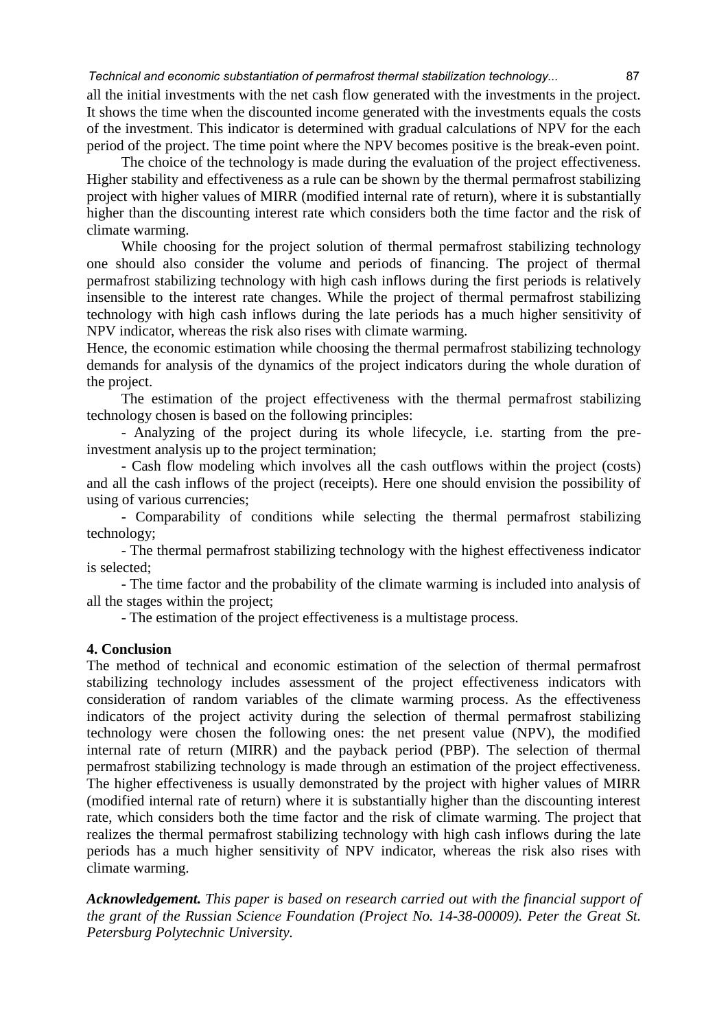all the initial investments with the net cash flow generated with the investments in the project. It shows the time when the discounted income generated with the investments equals the costs of the investment. This indicator is determined with gradual calculations of NPV for the each period of the project. The time point where the NPV becomes positive is the break-even point.

The choice of the technology is made during the evaluation of the project effectiveness. Higher stability and effectiveness as a rule can be shown by the thermal permafrost stabilizing project with higher values of MIRR (modified internal rate of return), where it is substantially higher than the discounting interest rate which considers both the time factor and the risk of climate warming.

While choosing for the project solution of thermal permafrost stabilizing technology one should also consider the volume and periods of financing. The project of thermal permafrost stabilizing technology with high cash inflows during the first periods is relatively insensible to the interest rate changes. While the project of thermal permafrost stabilizing technology with high cash inflows during the late periods has a much higher sensitivity of NPV indicator, whereas the risk also rises with climate warming.

Hence, the economic estimation while choosing the thermal permafrost stabilizing technology demands for analysis of the dynamics of the project indicators during the whole duration of the project.

The estimation of the project effectiveness with the thermal permafrost stabilizing technology chosen is based on the following principles:

- Analyzing of the project during its whole lifecycle, i.e. starting from the pre-investment analysis up to the project termination;
- Cash flow modeling which involves all the cash outflows within the project (costs) and all the cash inflows of the project (receipts). Here one should envision the possibility of using of various currencies;
- Comparability of conditions while selecting the thermal permafrost stabilizing technology;
- The thermal permafrost stabilizing technology with the highest effectiveness indicator is selected;
- The time factor and the probability of the climate warming is included into analysis of all the stages within the project;
- The estimation of the project effectiveness is a multistage process.

## 4. Conclusion

The method of technical and economic estimation of the selection of thermal permafrost stabilizing technology includes assessment of the project effectiveness indicators with consideration of random variables of the climate warming process. As the effectiveness indicators of the project activity during the selection of thermal permafrost stabilizing technology were chosen the following ones: the net present value (NPV), the modified internal rate of return (MIRR) and the payback period (PBP). The selection of thermal permafrost stabilizing technology is made through an estimation of the project effectiveness. The higher effectiveness is usually demonstrated by the project with higher values of MIRR (modified internal rate of return) where it is substantially higher than the discounting interest rate, which considers both the time factor and the risk of climate warming. The project that realizes the thermal permafrost stabilizing technology with high cash inflows during the late periods has a much higher sensitivity of NPV indicator, whereas the risk also rises with climate warming.

***Acknowledgement.*** *This paper is based on research carried out with the financial support of the grant of the Russian Science Foundation (Project No. 14-38-00009). Peter the Great St. Petersburg Polytechnic University.*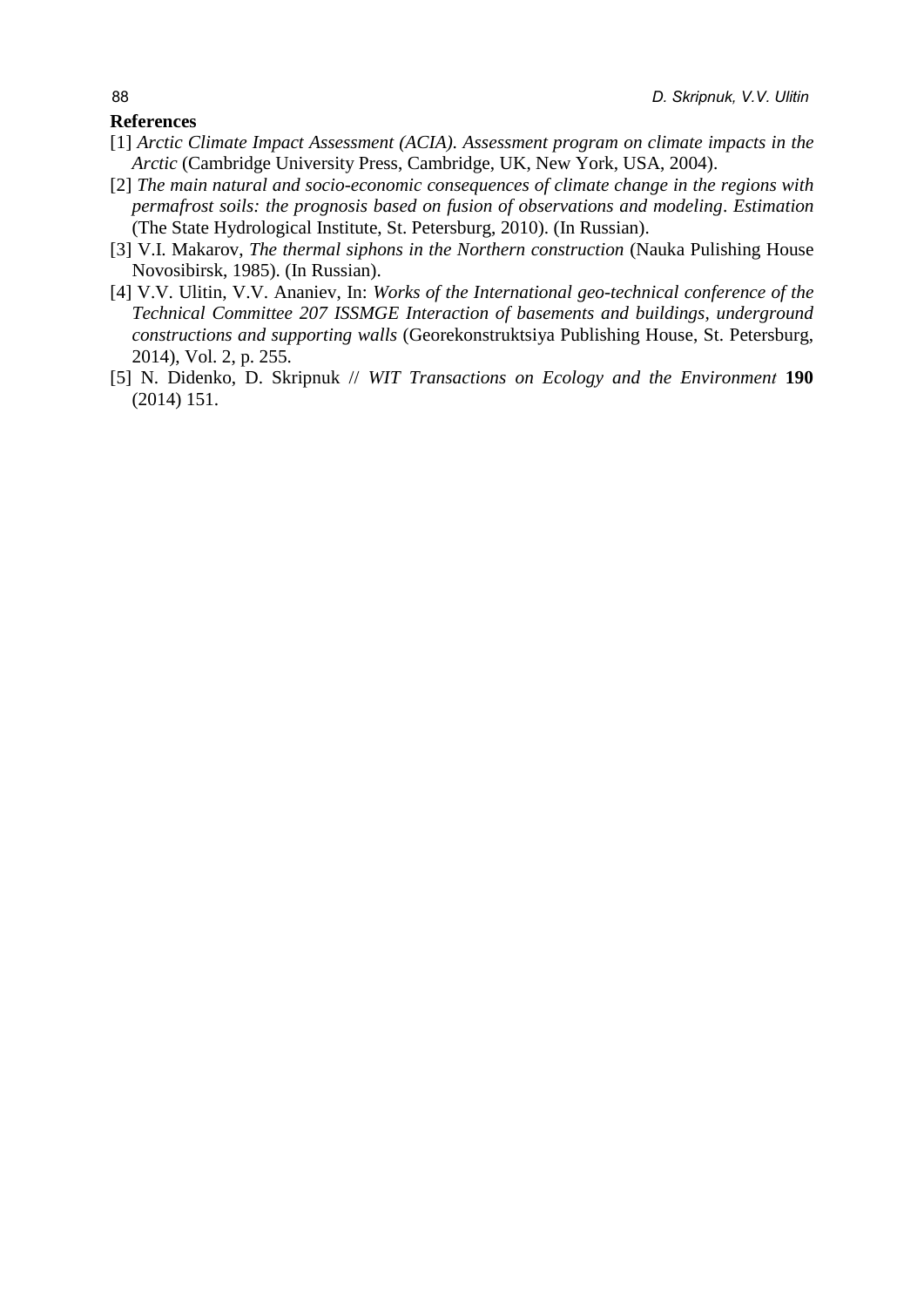**References**

[1] *Arctic Climate Impact Assessment (ACIA). Assessment program on climate impacts in the Arctic* (Cambridge University Press, Cambridge, UK, New York, USA, 2004).

[2] *The main natural and socio-economic consequences of climate change in the regions with permafrost soils: the prognosis based on fusion of observations and modeling*. *Estimation* (The State Hydrological Institute, St. Petersburg, 2010). (In Russian).

[3] V.I. Makarov, *The thermal siphons in the Northern construction* (Nauka Pulishing House Novosibirsk, 1985). (In Russian).

[4] V.V. Ulitin, V.V. Ananiev, In: *Works of the International geo-technical conference of the Technical Committee 207 ISSMGE Interaction of basements and buildings, underground constructions and supporting walls* (Georekonstruktsiya Publishing House, St. Petersburg, 2014), Vol. 2, p. 255.

[5] N. Didenko, D. Skripnuk // *WIT Transactions on Ecology and the Environment* **190** (2014) 151.